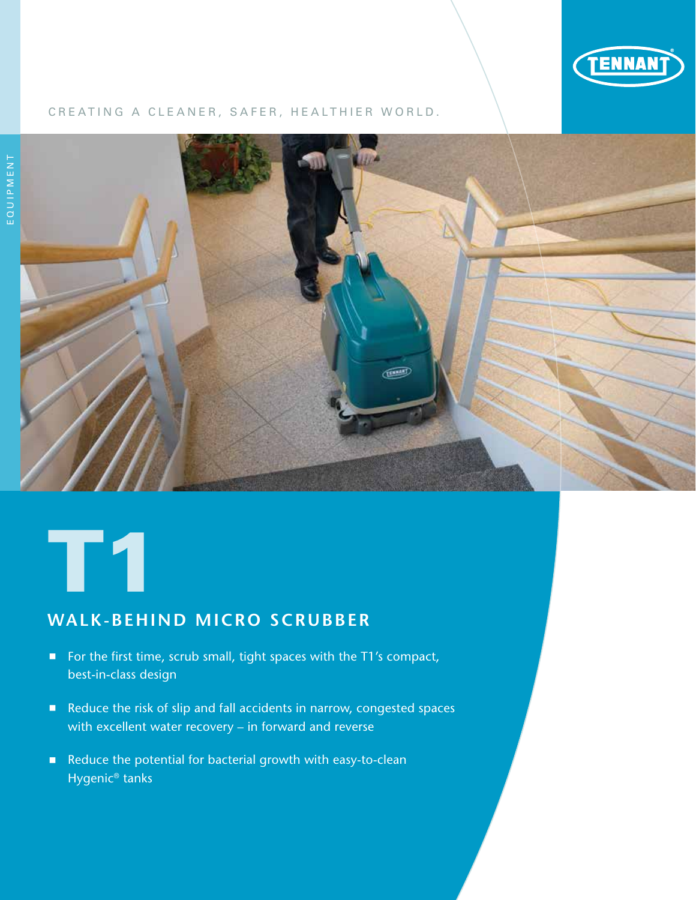CREATING A CLEANER, SAFER, HEALTHIER WORLD.

EQUIPMENT

# T1

## WALK-BEHIND MICRO SCRUBBER

- For the first time, scrub small, tight spaces with the T1's compact, best-in-class design
- Reduce the risk of slip and fall accidents in narrow, congested spaces with excellent water recovery – in forward and reverse
- Reduce the potential for bacterial growth with easy-to-clean Hygenic® tanks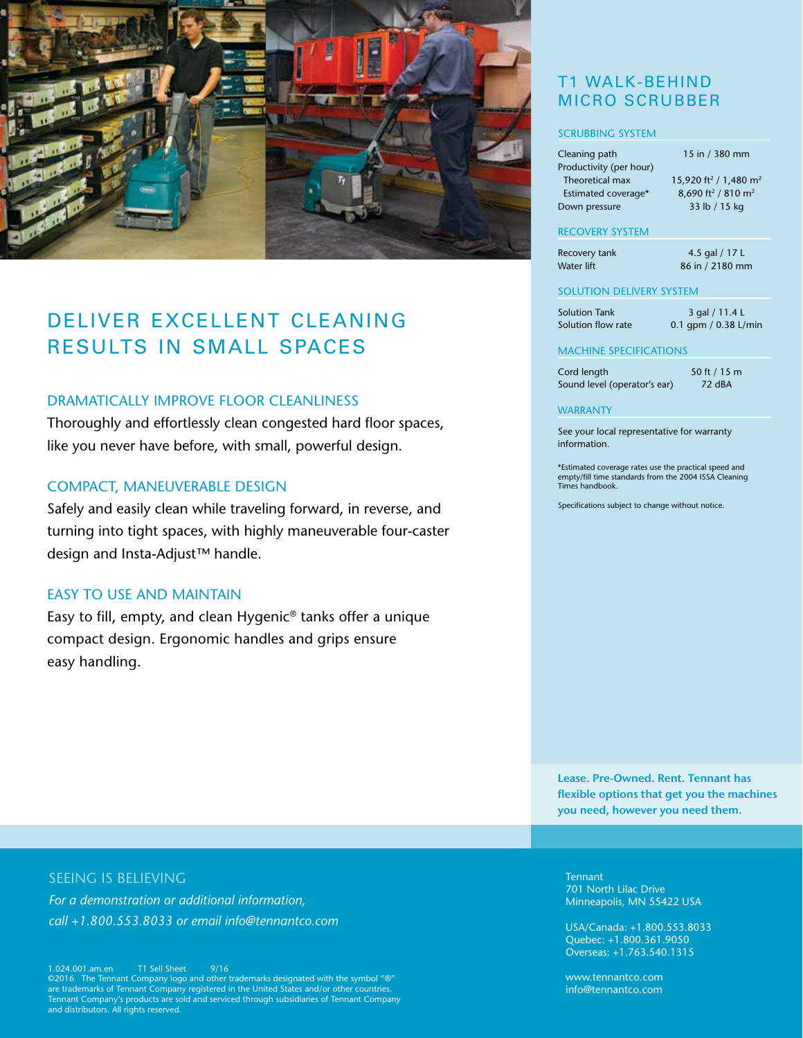# DELIVER EXCELLENT CLEANING RESULTS IN SMALL SPACES

### DRAMATICALLY IMPROVE FLOOR CLEANLINESS

Thoroughly and effortlessly clean congested hard floor spaces, like you never have before, with small, powerful design.

### COMPACT, MANEUVERABLE DESIGN

Safely and easily clean while traveling forward, in reverse, and turning into tight spaces, with highly maneuverable four-caster design and Insta-Adjust™ handle.

### EASY TO USE AND MAINTAIN

Easy to fill, empty, and clean Hygenic® tanks offer a unique compact design. Ergonomic handles and grips ensure easy handling.

## T1 WALK-BEHIND MICRO SCRUBBER

### SCRUBBING SYSTEM

| | |
|---|---|
| Cleaning path | 15 in / 380 mm |
| Productivity (per hour) | |
| Theoretical max | 15,920 ft² / 1,480 m² |
| Estimated coverage* | 8,690 ft² / 810 m² |
| Down pressure | 33 lb / 15 kg |

### RECOVERY SYSTEM

| | |
|---|---|
| Recovery tank | 4.5 gal / 17 L |
| Water lift | 86 in / 2180 mm |

### SOLUTION DELIVERY SYSTEM

| | |
|---|---|
| Solution Tank | 3 gal / 11.4 L |
| Solution flow rate | 0.1 gpm / 0.38 L/min |

### MACHINE SPECIFICATIONS

| | |
|---|---|
| Cord length | 50 ft / 15 m |
| Sound level (operator's ear) | 72 dBA |

### WARRANTY

See your local representative for warranty information.

*Estimated coverage rates use the practical speed and empty/fill time standards from the 2004 ISSA Cleaning Times handbook.

Specifications subject to change without notice.

**Lease. Pre-Owned. Rent. Tennant has flexible options that get you the machines you need, however you need them.**

### SEEING IS BELIEVING

*For a demonstration or additional information, call +1.800.553.8033 or email info@tennantco.com*

1.024.001.am.en T1 Sell Sheet 9/16
©2016 The Tennant Company logo and other trademarks designated with the symbol "®" are trademarks of Tennant Company registered in the United States and/or other countries. Tennant Company's products are sold and serviced through subsidiaries of Tennant Company and distributors. All rights reserved.

Tennant
701 North Lilac Drive
Minneapolis, MN 55422 USA

USA/Canada: +1.800.553.8033
Quebec: +1.800.361.9050
Overseas: +1.763.540.1315

www.tennantco.com
info@tennantco.com